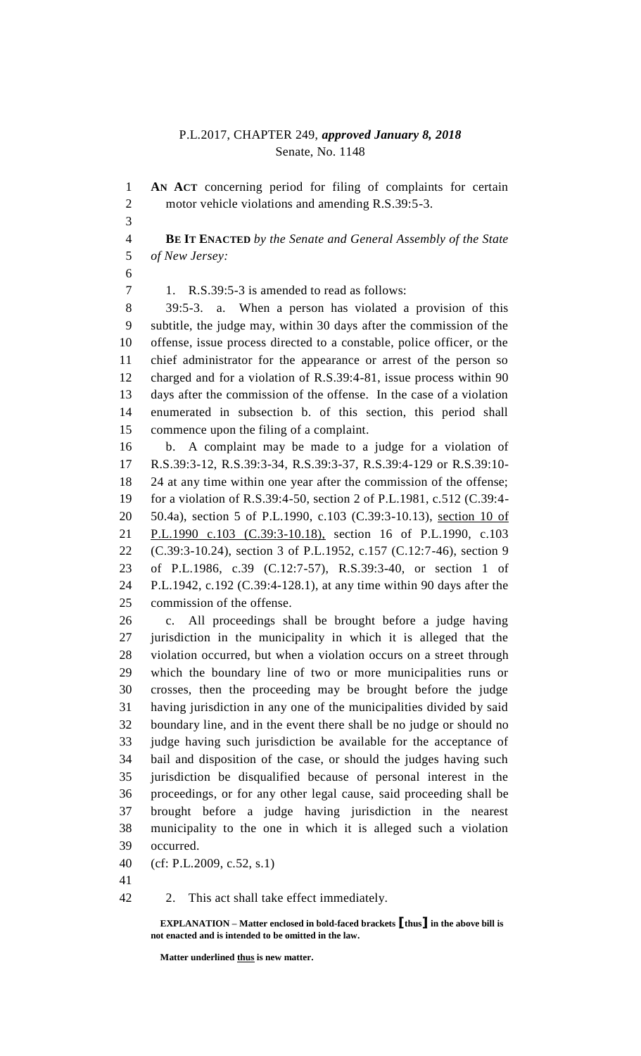P.L.2017, CHAPTER 249, ***approved January 8, 2018***
Senate, No. 1148

**AN ACT** concerning period for filing of complaints for certain motor vehicle violations and amending R.S.39:5-3.

**BE IT ENACTED** *by the Senate and General Assembly of the State of New Jersey:*

1. R.S.39:5-3 is amended to read as follows:

39:5-3. a. When a person has violated a provision of this subtitle, the judge may, within 30 days after the commission of the offense, issue process directed to a constable, police officer, or the chief administrator for the appearance or arrest of the person so charged and for a violation of R.S.39:4-81, issue process within 90 days after the commission of the offense. In the case of a violation enumerated in subsection b. of this section, this period shall commence upon the filing of a complaint.

b. A complaint may be made to a judge for a violation of R.S.39:3-12, R.S.39:3-34, R.S.39:3-37, R.S.39:4-129 or R.S.39:10-24 at any time within one year after the commission of the offense; for a violation of R.S.39:4-50, section 2 of P.L.1981, c.512 (C.39:4-50.4a), section 5 of P.L.1990, c.103 (C.39:3-10.13), <u>section 10 of P.L.1990 c.103 (C.39:3-10.18),</u> section 16 of P.L.1990, c.103 (C.39:3-10.24), section 3 of P.L.1952, c.157 (C.12:7-46), section 9 of P.L.1986, c.39 (C.12:7-57), R.S.39:3-40, or section 1 of P.L.1942, c.192 (C.39:4-128.1), at any time within 90 days after the commission of the offense.

c. All proceedings shall be brought before a judge having jurisdiction in the municipality in which it is alleged that the violation occurred, but when a violation occurs on a street through which the boundary line of two or more municipalities runs or crosses, then the proceeding may be brought before the judge having jurisdiction in any one of the municipalities divided by said boundary line, and in the event there shall be no judge or should no judge having such jurisdiction be available for the acceptance of bail and disposition of the case, or should the judges having such jurisdiction be disqualified because of personal interest in the proceedings, or for any other legal cause, said proceeding shall be brought before a judge having jurisdiction in the nearest municipality to the one in which it is alleged such a violation occurred.

(cf: P.L.2009, c.52, s.1)

2. This act shall take effect immediately.

**EXPLANATION – Matter enclosed in bold-faced brackets [thus] in the above bill is not enacted and is intended to be omitted in the law.**

**Matter underlined <u>thus</u> is new matter.**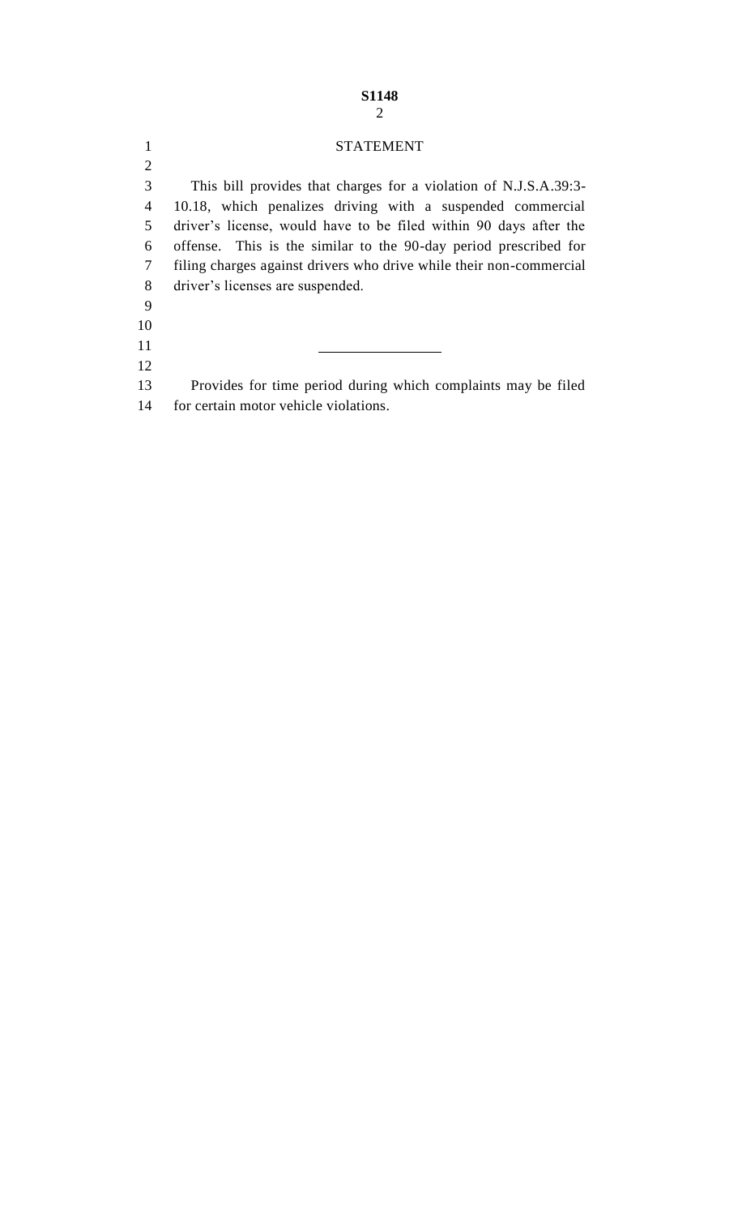## STATEMENT

This bill provides that charges for a violation of N.J.S.A.39:3-10.18, which penalizes driving with a suspended commercial driver's license, would have to be filed within 90 days after the offense. This is the similar to the 90-day period prescribed for filing charges against drivers who drive while their non-commercial driver's licenses are suspended.

---

Provides for time period during which complaints may be filed for certain motor vehicle violations.